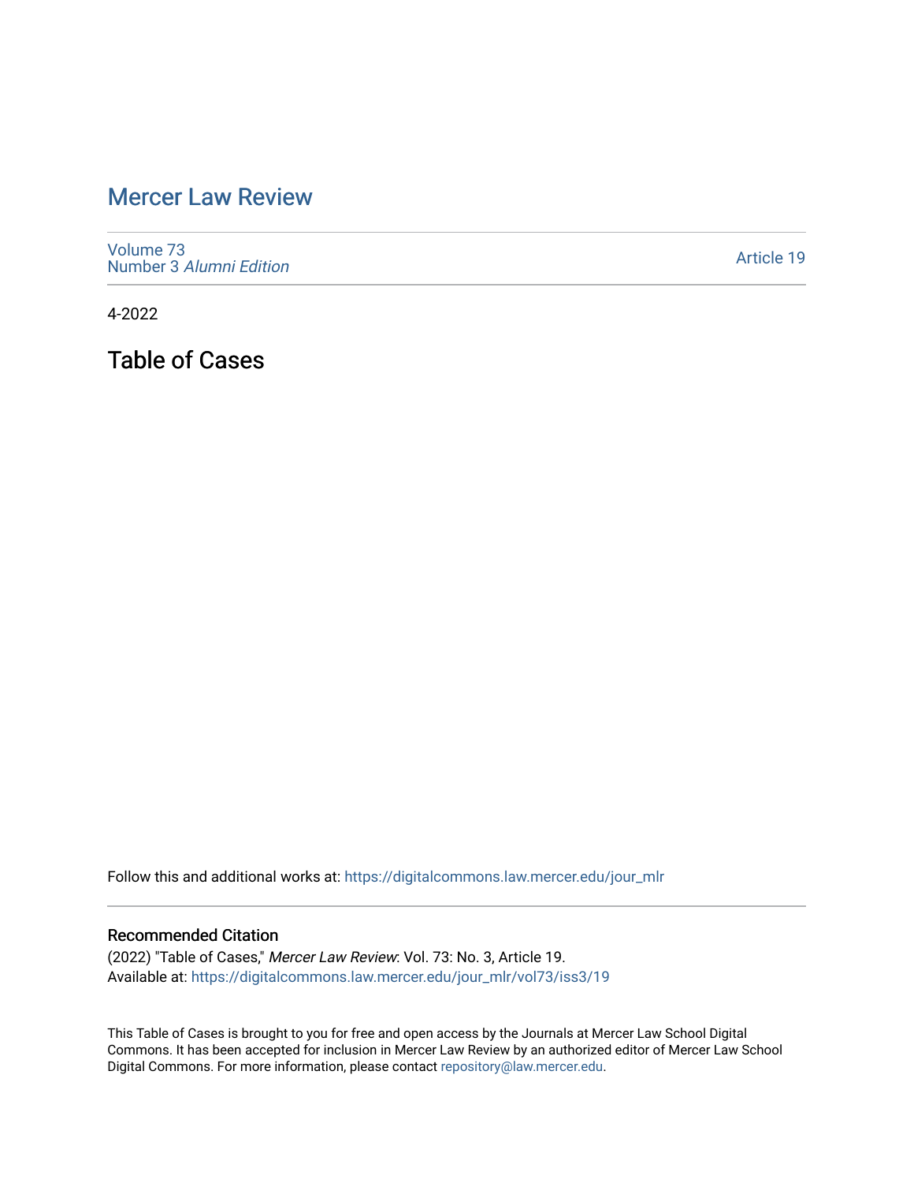# Mercer Law Review

Volume 73
Number 3 *Alumni Edition*

Article 19

4-2022

## Table of Cases

Follow this and additional works at: https://digitalcommons.law.mercer.edu/jour_mlr

### Recommended Citation

(2022) "Table of Cases," *Mercer Law Review*: Vol. 73: No. 3, Article 19.
Available at: https://digitalcommons.law.mercer.edu/jour_mlr/vol73/iss3/19

This Table of Cases is brought to you for free and open access by the Journals at Mercer Law School Digital Commons. It has been accepted for inclusion in Mercer Law Review by an authorized editor of Mercer Law School Digital Commons. For more information, please contact repository@law.mercer.edu.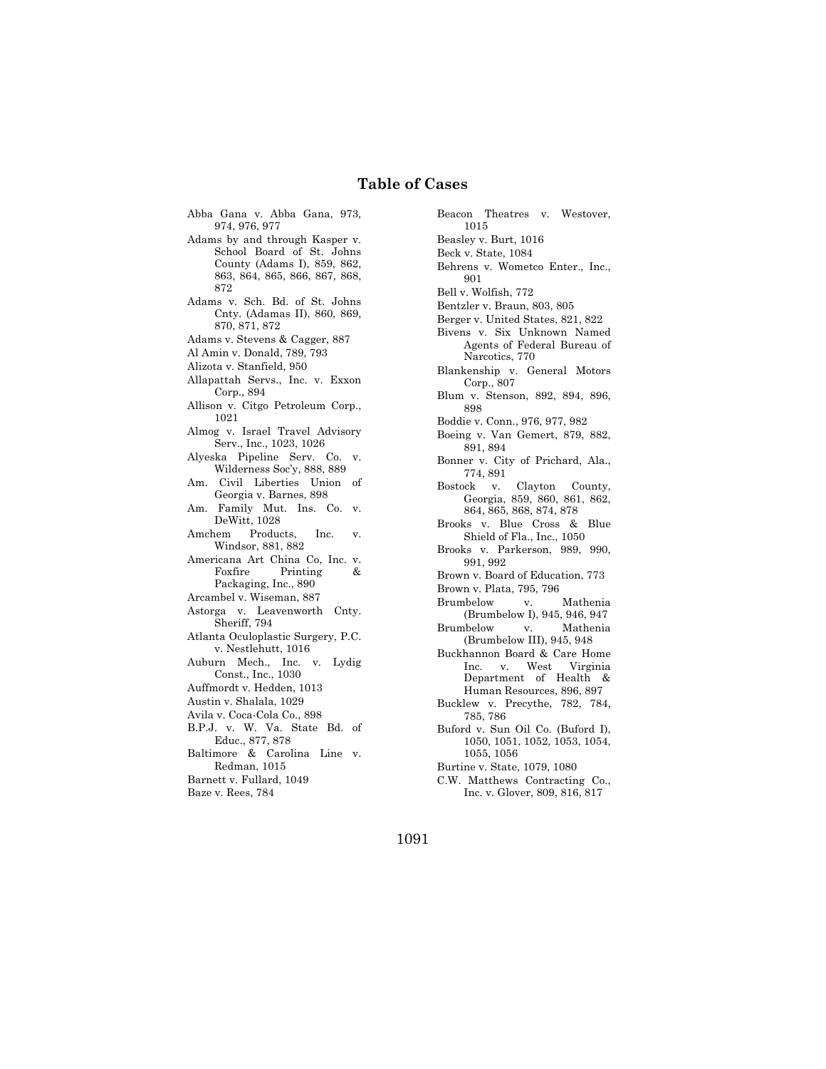# Table of Cases

Abba Gana v. Abba Gana, 973, 974, 976, 977

Adams by and through Kasper v. School Board of St. Johns County (Adams I), 859, 862, 863, 864, 865, 866, 867, 868, 872

Adams v. Sch. Bd. of St. Johns Cnty. (Adamas II), 860, 869, 870, 871, 872

Adams v. Stevens & Cagger, 887

Al Amin v. Donald, 789, 793

Alizota v. Stanfield, 950

Allapattah Servs., Inc. v. Exxon Corp., 894

Allison v. Citgo Petroleum Corp., 1021

Almog v. Israel Travel Advisory Serv., Inc., 1023, 1026

Alyeska Pipeline Serv. Co. v. Wilderness Soc'y, 888, 889

Am. Civil Liberties Union of Georgia v. Barnes, 898

Am. Family Mut. Ins. Co. v. DeWitt, 1028

Amchem Products, Inc. v. Windsor, 881, 882

Americana Art China Co, Inc. v. Foxfire Printing & Packaging, Inc., 890

Arcambel v. Wiseman, 887

Astorga v. Leavenworth Cnty. Sheriff, 794

Atlanta Oculoplastic Surgery, P.C. v. Nestlehutt, 1016

Auburn Mech., Inc. v. Lydig Const., Inc., 1030

Auffmordt v. Hedden, 1013

Austin v. Shalala, 1029

Avila v. Coca-Cola Co., 898

B.P.J. v. W. Va. State Bd. of Educ., 877, 878

Baltimore & Carolina Line v. Redman, 1015

Barnett v. Fullard, 1049

Baze v. Rees, 784

Beacon Theatres v. Westover, 1015

Beasley v. Burt, 1016

Beck v. State, 1084

Behrens v. Wometco Enter., Inc., 901

Bell v. Wolfish, 772

Bentzler v. Braun, 803, 805

Berger v. United States, 821, 822

Bivens v. Six Unknown Named Agents of Federal Bureau of Narcotics, 770

Blankenship v. General Motors Corp., 807

Blum v. Stenson, 892, 894, 896, 898

Boddie v. Conn., 976, 977, 982

Boeing v. Van Gemert, 879, 882, 891, 894

Bonner v. City of Prichard, Ala., 774, 891

Bostock v. Clayton County, Georgia, 859, 860, 861, 862, 864, 865, 868, 874, 878

Brooks v. Blue Cross & Blue Shield of Fla., Inc., 1050

Brooks v. Parkerson, 989, 990, 991, 992

Brown v. Board of Education, 773

Brown v. Plata, 795, 796

Brumbelow v. Mathenia (Brumbelow I), 945, 946, 947

Brumbelow v. Mathenia (Brumbelow III), 945, 948

Buckhannon Board & Care Home Inc. v. West Virginia Department of Health & Human Resources, 896, 897

Bucklew v. Precythe, 782, 784, 785, 786

Buford v. Sun Oil Co. (Buford I), 1050, 1051, 1052, 1053, 1054, 1055, 1056

Burtine v. State, 1079, 1080

C.W. Matthews Contracting Co., Inc. v. Glover, 809, 816, 817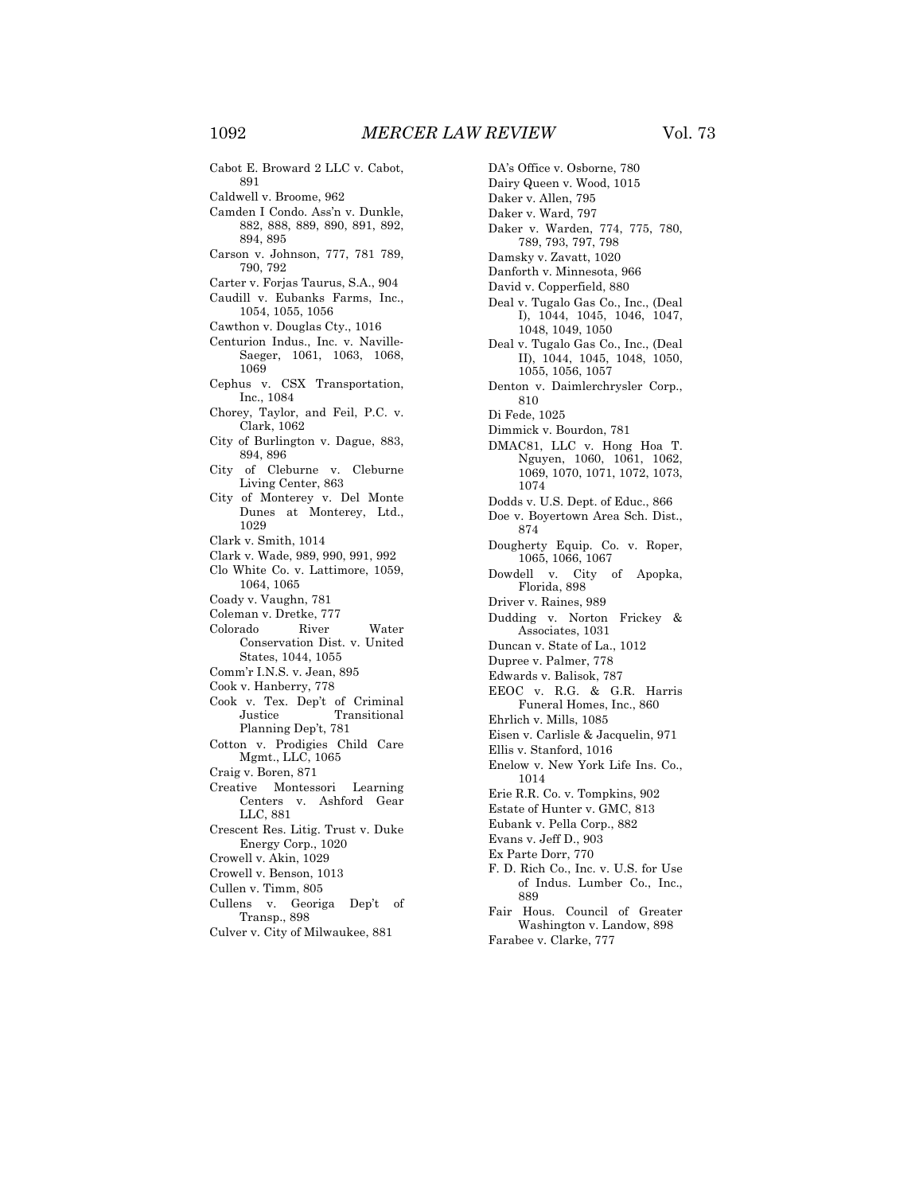Cabot E. Broward 2 LLC v. Cabot, 891
Caldwell v. Broome, 962
Camden I Condo. Ass'n v. Dunkle, 882, 888, 889, 890, 891, 892, 894, 895
Carson v. Johnson, 777, 781 789, 790, 792
Carter v. Forjas Taurus, S.A., 904
Caudill v. Eubanks Farms, Inc., 1054, 1055, 1056
Cawthon v. Douglas Cty., 1016
Centurion Indus., Inc. v. Naville-Saeger, 1061, 1063, 1068, 1069
Cephus v. CSX Transportation, Inc., 1084
Chorey, Taylor, and Feil, P.C. v. Clark, 1062
City of Burlington v. Dague, 883, 894, 896
City of Cleburne v. Cleburne Living Center, 863
City of Monterey v. Del Monte Dunes at Monterey, Ltd., 1029
Clark v. Smith, 1014
Clark v. Wade, 989, 990, 991, 992
Clo White Co. v. Lattimore, 1059, 1064, 1065
Coady v. Vaughn, 781
Coleman v. Dretke, 777
Colorado River Water Conservation Dist. v. United States, 1044, 1055
Comm'r I.N.S. v. Jean, 895
Cook v. Hanberry, 778
Cook v. Tex. Dep't of Criminal Justice Transitional Planning Dep't, 781
Cotton v. Prodigies Child Care Mgmt., LLC, 1065
Craig v. Boren, 871
Creative Montessori Learning Centers v. Ashford Gear LLC, 881
Crescent Res. Litig. Trust v. Duke Energy Corp., 1020
Crowell v. Akin, 1029
Crowell v. Benson, 1013
Cullen v. Timm, 805
Cullens v. Georiga Dep't of Transp., 898
Culver v. City of Milwaukee, 881
DA's Office v. Osborne, 780
Dairy Queen v. Wood, 1015
Daker v. Allen, 795
Daker v. Ward, 797
Daker v. Warden, 774, 775, 780, 789, 793, 797, 798
Damsky v. Zavatt, 1020
Danforth v. Minnesota, 966
David v. Copperfield, 880
Deal v. Tugalo Gas Co., Inc., (Deal I), 1044, 1045, 1046, 1047, 1048, 1049, 1050
Deal v. Tugalo Gas Co., Inc., (Deal II), 1044, 1045, 1048, 1050, 1055, 1056, 1057
Denton v. Daimlerchrysler Corp., 810
Di Fede, 1025
Dimmick v. Bourdon, 781
DMAC81, LLC v. Hong Hoa T. Nguyen, 1060, 1061, 1062, 1069, 1070, 1071, 1072, 1073, 1074
Dodds v. U.S. Dept. of Educ., 866
Doe v. Boyertown Area Sch. Dist., 874
Dougherty Equip. Co. v. Roper, 1065, 1066, 1067
Dowdell v. City of Apopka, Florida, 898
Driver v. Raines, 989
Dudding v. Norton Frickey & Associates, 1031
Duncan v. State of La., 1012
Dupree v. Palmer, 778
Edwards v. Balisok, 787
EEOC v. R.G. & G.R. Harris Funeral Homes, Inc., 860
Ehrlich v. Mills, 1085
Eisen v. Carlisle & Jacquelin, 971
Ellis v. Stanford, 1016
Enelow v. New York Life Ins. Co., 1014
Erie R.R. Co. v. Tompkins, 902
Estate of Hunter v. GMC, 813
Eubank v. Pella Corp., 882
Evans v. Jeff D., 903
Ex Parte Dorr, 770
F. D. Rich Co., Inc. v. U.S. for Use of Indus. Lumber Co., Inc., 889
Fair Hous. Council of Greater Washington v. Landow, 898
Farabee v. Clarke, 777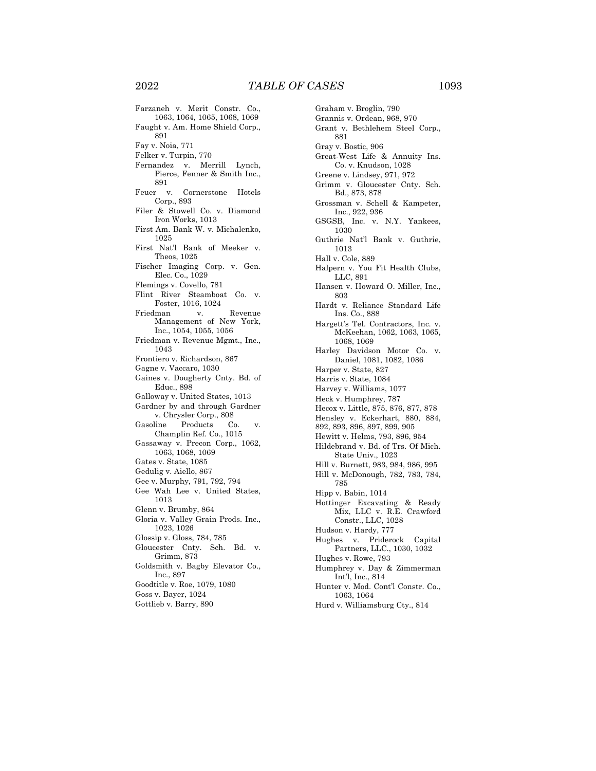Farzaneh v. Merit Constr. Co., 1063, 1064, 1065, 1068, 1069
Faught v. Am. Home Shield Corp., 891
Fay v. Noia, 771
Felker v. Turpin, 770
Fernandez v. Merrill Lynch, Pierce, Fenner & Smith Inc., 891
Feuer v. Cornerstone Hotels Corp., 893
Filer & Stowell Co. v. Diamond Iron Works, 1013
First Am. Bank W. v. Michalenko, 1025
First Nat'l Bank of Meeker v. Theos, 1025
Fischer Imaging Corp. v. Gen. Elec. Co., 1029
Flemings v. Covello, 781
Flint River Steamboat Co. v. Foster, 1016, 1024
Friedman v. Revenue Management of New York, Inc., 1054, 1055, 1056
Friedman v. Revenue Mgmt., Inc., 1043
Frontiero v. Richardson, 867
Gagne v. Vaccaro, 1030
Gaines v. Dougherty Cnty. Bd. of Educ., 898
Galloway v. United States, 1013
Gardner by and through Gardner v. Chrysler Corp., 808
Gasoline Products Co. v. Champlin Ref. Co., 1015
Gassaway v. Precon Corp., 1062, 1063, 1068, 1069
Gates v. State, 1085
Gedulig v. Aiello, 867
Gee v. Murphy, 791, 792, 794
Gee Wah Lee v. United States, 1013
Glenn v. Brumby, 864
Gloria v. Valley Grain Prods. Inc., 1023, 1026
Glossip v. Gloss, 784, 785
Gloucester Cnty. Sch. Bd. v. Grimm, 873
Goldsmith v. Bagby Elevator Co., Inc., 897
Goodtitle v. Roe, 1079, 1080
Goss v. Bayer, 1024
Gottlieb v. Barry, 890
Graham v. Broglin, 790
Grannis v. Ordean, 968, 970
Grant v. Bethlehem Steel Corp., 881
Gray v. Bostic, 906
Great-West Life & Annuity Ins. Co. v. Knudson, 1028
Greene v. Lindsey, 971, 972
Grimm v. Gloucester Cnty. Sch. Bd., 873, 878
Grossman v. Schell & Kampeter, Inc., 922, 936
GSGSB, Inc. v. N.Y. Yankees, 1030
Guthrie Nat'l Bank v. Guthrie, 1013
Hall v. Cole, 889
Halpern v. You Fit Health Clubs, LLC, 891
Hansen v. Howard O. Miller, Inc., 803
Hardt v. Reliance Standard Life Ins. Co., 888
Hargett's Tel. Contractors, Inc. v. McKeehan, 1062, 1063, 1065, 1068, 1069
Harley Davidson Motor Co. v. Daniel, 1081, 1082, 1086
Harper v. State, 827
Harris v. State, 1084
Harvey v. Williams, 1077
Heck v. Humphrey, 787
Hecox v. Little, 875, 876, 877, 878
Hensley v. Eckerhart, 880, 884, 892, 893, 896, 897, 899, 905
Hewitt v. Helms, 793, 896, 954
Hildebrand v. Bd. of Trs. Of Mich. State Univ., 1023
Hill v. Burnett, 983, 984, 986, 995
Hill v. McDonough, 782, 783, 784, 785
Hipp v. Babin, 1014
Hottinger Excavating & Ready Mix, LLC v. R.E. Crawford Constr., LLC, 1028
Hudson v. Hardy, 777
Hughes v. Priderock Capital Partners, LLC., 1030, 1032
Hughes v. Rowe, 793
Humphrey v. Day & Zimmerman Int'l, Inc., 814
Hunter v. Mod. Cont'l Constr. Co., 1063, 1064
Hurd v. Williamsburg Cty., 814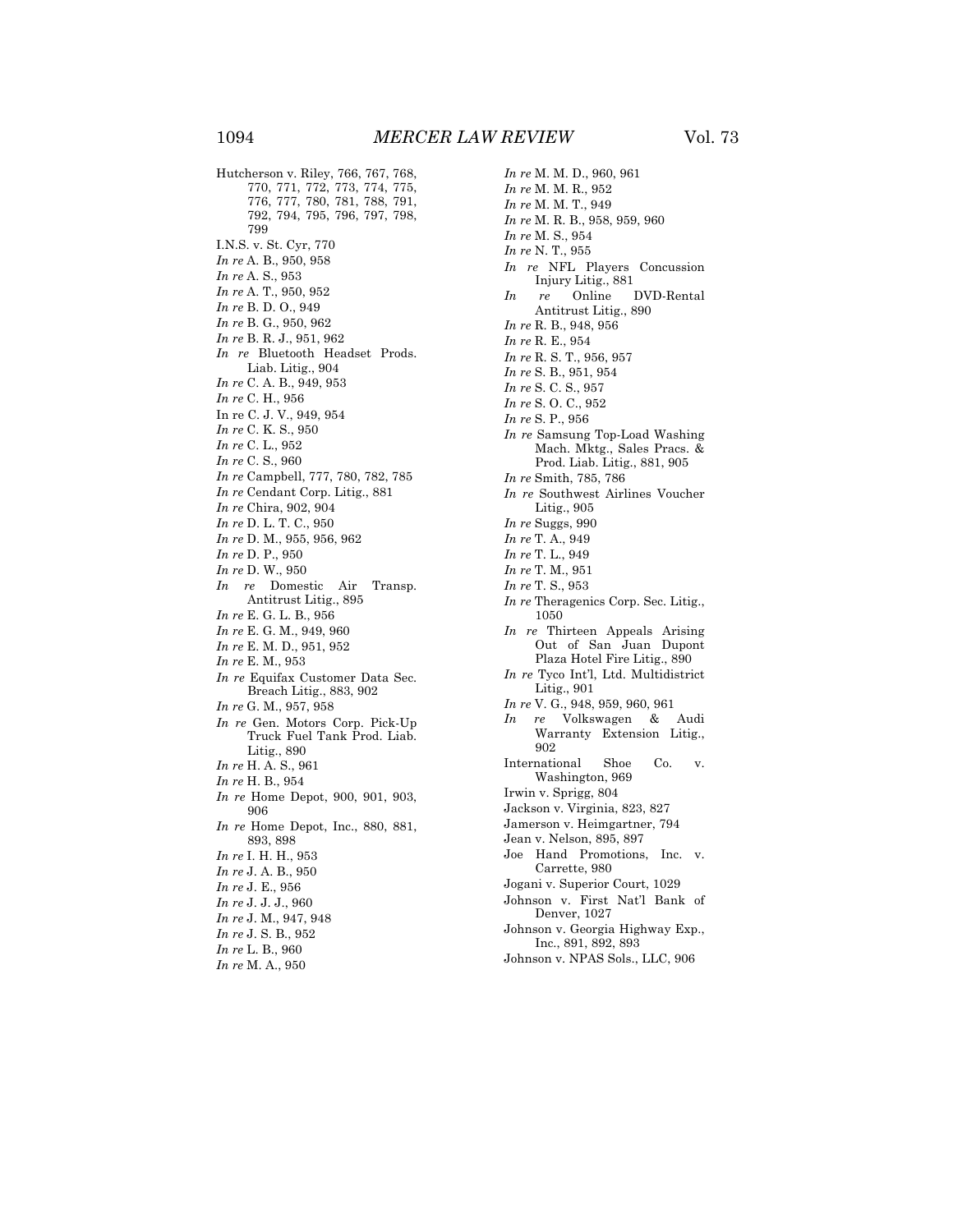Hutcherson v. Riley, 766, 767, 768, 770, 771, 772, 773, 774, 775, 776, 777, 780, 781, 788, 791, 792, 794, 795, 796, 797, 798, 799

I.N.S. v. St. Cyr, 770

*In re* A. B., 950, 958

*In re* A. S., 953

*In re* A. T., 950, 952

*In re* B. D. O., 949

*In re* B. G., 950, 962

*In re* B. R. J., 951, 962

*In re* Bluetooth Headset Prods. Liab. Litig., 904

*In re* C. A. B., 949, 953

*In re* C. H., 956

In re C. J. V., 949, 954

*In re* C. K. S., 950

*In re* C. L., 952

*In re* C. S., 960

*In re* Campbell, 777, 780, 782, 785

*In re* Cendant Corp. Litig., 881

*In re* Chira, 902, 904

*In re* D. L. T. C., 950

*In re* D. M., 955, 956, 962

*In re* D. P., 950

*In re* D. W., 950

*In re* Domestic Air Transp. Antitrust Litig., 895

*In re* E. G. L. B., 956

*In re* E. G. M., 949, 960

*In re* E. M. D., 951, 952

*In re* E. M., 953

*In re* Equifax Customer Data Sec. Breach Litig., 883, 902

*In re* G. M., 957, 958

*In re* Gen. Motors Corp. Pick-Up Truck Fuel Tank Prod. Liab. Litig., 890

*In re* H. A. S., 961

*In re* H. B., 954

*In re* Home Depot, 900, 901, 903, 906

*In re* Home Depot, Inc., 880, 881, 893, 898

*In re* I. H. H., 953

*In re* J. A. B., 950

*In re* J. E., 956

*In re* J. J. J., 960

*In re* J. M., 947, 948

*In re* J. S. B., 952

*In re* L. B., 960

*In re* M. A., 950

*In re* M. M. D., 960, 961

*In re* M. M. R., 952

*In re* M. M. T., 949

*In re* M. R. B., 958, 959, 960

*In re* M. S., 954

*In re* N. T., 955

*In re* NFL Players Concussion Injury Litig., 881

*In re* Online DVD-Rental Antitrust Litig., 890

*In re* R. B., 948, 956

*In re* R. E., 954

*In re* R. S. T., 956, 957

*In re* S. B., 951, 954

*In re* S. C. S., 957

*In re* S. O. C., 952

*In re* S. P., 956

*In re* Samsung Top-Load Washing Mach. Mktg., Sales Pracs. & Prod. Liab. Litig., 881, 905

*In re* Smith, 785, 786

*In re* Southwest Airlines Voucher Litig., 905

*In re* Suggs, 990

*In re* T. A., 949

*In re* T. L., 949

*In re* T. M., 951

*In re* T. S., 953

*In re* Theragenics Corp. Sec. Litig., 1050

*In re* Thirteen Appeals Arising Out of San Juan Dupont Plaza Hotel Fire Litig., 890

*In re* Tyco Int'l, Ltd. Multidistrict Litig., 901

*In re* V. G., 948, 959, 960, 961

*In re* Volkswagen & Audi Warranty Extension Litig., 902

International Shoe Co. v. Washington, 969

Irwin v. Sprigg, 804

Jackson v. Virginia, 823, 827

Jamerson v. Heimgartner, 794

Jean v. Nelson, 895, 897

Joe Hand Promotions, Inc. v. Carrette, 980

Jogani v. Superior Court, 1029

Johnson v. First Nat'l Bank of Denver, 1027

Johnson v. Georgia Highway Exp., Inc., 891, 892, 893

Johnson v. NPAS Sols., LLC, 906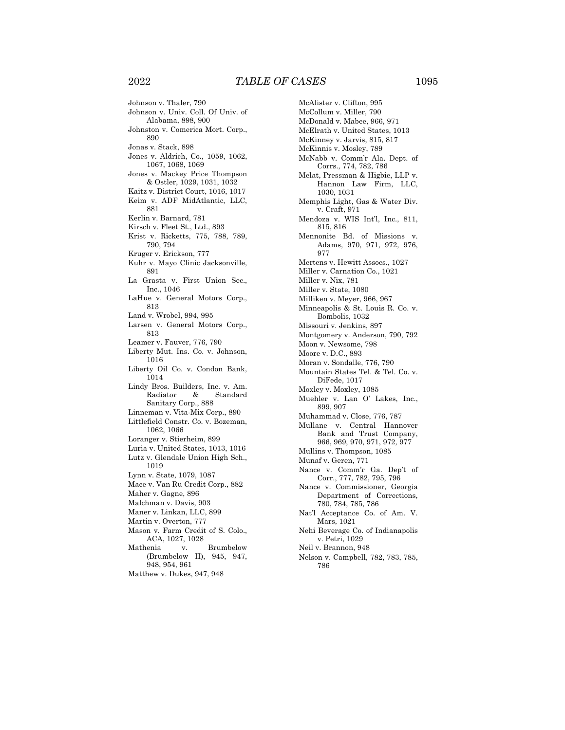Johnson v. Thaler, 790

Johnson v. Univ. Coll. Of Univ. of Alabama, 898, 900

Johnston v. Comerica Mort. Corp., 890

Jonas v. Stack, 898

Jones v. Aldrich, Co., 1059, 1062, 1067, 1068, 1069

Jones v. Mackey Price Thompson & Ostler, 1029, 1031, 1032

Kaitz v. District Court, 1016, 1017

Keim v. ADF MidAtlantic, LLC, 881

Kerlin v. Barnard, 781

Kirsch v. Fleet St., Ltd., 893

Krist v. Ricketts, 775, 788, 789, 790, 794

Kruger v. Erickson, 777

Kuhr v. Mayo Clinic Jacksonville, 891

La Grasta v. First Union Sec., Inc., 1046

LaHue v. General Motors Corp., 813

Land v. Wrobel, 994, 995

Larsen v. General Motors Corp., 813

Leamer v. Fauver, 776, 790

Liberty Mut. Ins. Co. v. Johnson, 1016

Liberty Oil Co. v. Condon Bank, 1014

Lindy Bros. Builders, Inc. v. Am. Radiator & Standard Sanitary Corp., 888

Linneman v. Vita-Mix Corp., 890

Littlefield Constr. Co. v. Bozeman, 1062, 1066

Loranger v. Stierheim, 899

Luria v. United States, 1013, 1016

Lutz v. Glendale Union High Sch., 1019

Lynn v. State, 1079, 1087

Mace v. Van Ru Credit Corp., 882

Maher v. Gagne, 896

Malchman v. Davis, 903

Maner v. Linkan, LLC, 899

Martin v. Overton, 777

Mason v. Farm Credit of S. Colo., ACA, 1027, 1028

Mathenia v. Brumbelow (Brumbelow II), 945, 947, 948, 954, 961

Matthew v. Dukes, 947, 948

McAlister v. Clifton, 995

McCollum v. Miller, 790

McDonald v. Mabee, 966, 971

McElrath v. United States, 1013

McKinney v. Jarvis, 815, 817

McKinnis v. Mosley, 789

McNabb v. Comm'r Ala. Dept. of Corrs., 774, 782, 786

Melat, Pressman & Higbie, LLP v. Hannon Law Firm, LLC, 1030, 1031

Memphis Light, Gas & Water Div. v. Craft, 971

Mendoza v. WIS Int'l, Inc., 811, 815, 816

Mennonite Bd. of Missions v. Adams, 970, 971, 972, 976, 977

Mertens v. Hewitt Assocs., 1027

Miller v. Carnation Co., 1021

Miller v. Nix, 781

Miller v. State, 1080

Milliken v. Meyer, 966, 967

Minneapolis & St. Louis R. Co. v. Bombolis, 1032

Missouri v. Jenkins, 897

Montgomery v. Anderson, 790, 792

Moon v. Newsome, 798

Moore v. D.C., 893

Moran v. Sondalle, 776, 790

Mountain States Tel. & Tel. Co. v. DiFede, 1017

Moxley v. Moxley, 1085

Muehler v. Lan O' Lakes, Inc., 899, 907

Muhammad v. Close, 776, 787

Mullane v. Central Hannover Bank and Trust Company, 966, 969, 970, 971, 972, 977

Mullins v. Thompson, 1085

Munaf v. Geren, 771

Nance v. Comm'r Ga. Dep't of Corr., 777, 782, 795, 796

Nance v. Commissioner, Georgia Department of Corrections, 780, 784, 785, 786

Nat'l Acceptance Co. of Am. V. Mars, 1021

Nehi Beverage Co. of Indianapolis v. Petri, 1029

Neil v. Brannon, 948

Nelson v. Campbell, 782, 783, 785, 786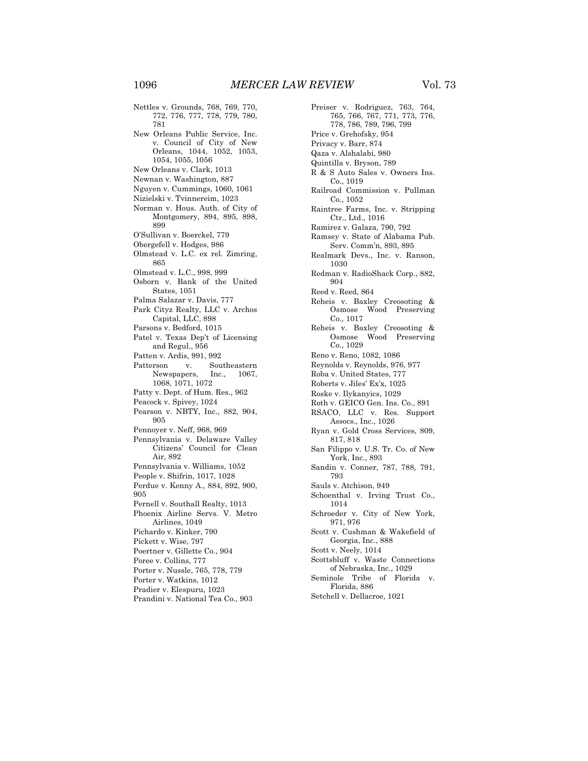Nettles v. Grounds, 768, 769, 770, 772, 776, 777, 778, 779, 780, 781
New Orleans Public Service, Inc. v. Council of City of New Orleans, 1044, 1052, 1053, 1054, 1055, 1056
New Orleans v. Clark, 1013
Newnan v. Washington, 887
Nguyen v. Cummings, 1060, 1061
Nizielski v. Tvinnereim, 1023
Norman v. Hous. Auth. of City of Montgomery, 894, 895, 898, 899
O'Sullivan v. Boerckel, 779
Obergefell v. Hodges, 986
Olmstead v. L.C. ex rel. Zimring, 865
Olmstead v. L.C., 998, 999
Osborn v. Bank of the United States, 1051
Palma Salazar v. Davis, 777
Park Cityz Realty, LLC v. Archos Capital, LLC, 898
Parsons v. Bedford, 1015
Patel v. Texas Dep't of Licensing and Regul., 956
Patten v. Ardis, 991, 992
Patterson v. Southeastern Newspapers, Inc., 1067, 1068, 1071, 1072
Patty v. Dept. of Hum. Res., 962
Peacock v. Spivey, 1024
Pearson v. NBTY, Inc., 882, 904, 905
Pennoyer v. Neff, 968, 969
Pennsylvania v. Delaware Valley Citizens' Council for Clean Air, 892
Pennsylvania v. Williams, 1052
People v. Shifrin, 1017, 1028
Perdue v. Kenny A., 884, 892, 900, 905
Pernell v. Southall Realty, 1013
Phoenix Airline Servs. V. Metro Airlines, 1049
Pichardo v. Kinker, 790
Pickett v. Wise, 797
Poertner v. Gillette Co., 904
Poree v. Collins, 777
Porter v. Nussle, 765, 778, 779
Porter v. Watkins, 1012
Pradier v. Elespuru, 1023
Prandini v. National Tea Co., 903
Preiser v. Rodriguez, 763, 764, 765, 766, 767, 771, 773, 776, 778, 786, 789, 796, 799
Price v. Grehofsky, 954
Privacy v. Barr, 874
Qaza v. Alshalabi, 980
Quintilla v. Bryson, 789
R & S Auto Sales v. Owners Ins. Co., 1019
Railroad Commission v. Pullman Co., 1052
Raintree Farms, Inc. v. Stripping Ctr., Ltd., 1016
Ramirez v. Galaza, 790, 792
Ramsey v. State of Alabama Pub. Serv. Comm'n, 893, 895
Realmark Devs., Inc. v. Ranson, 1030
Redman v. RadioShack Corp., 882, 904
Reed v. Reed, 864
Reheis v. Baxley Creosoting & Osmose Wood Preserving Co., 1017
Reheis v. Baxley Creosoting & Osmose Wood Preserving Co., 1029
Reno v. Reno, 1082, 1086
Reynolds v. Reynolds, 976, 977
Roba v. United States, 777
Roberts v. Jiles' Ex'x, 1025
Roske v. Ilykanyics, 1029
Roth v. GEICO Gen. Ins. Co., 891
RSACO, LLC v. Res. Support Assocs., Inc., 1026
Ryan v. Gold Cross Services, 809, 817, 818
San Filippo v. U.S. Tr. Co. of New York, Inc., 893
Sandin v. Conner, 787, 788, 791, 793
Sauls v. Atchison, 949
Schoenthal v. Irving Trust Co., 1014
Schroeder v. City of New York, 971, 976
Scott v. Cushman & Wakefield of Georgia, Inc., 888
Scott v. Neely, 1014
Scottsbluff v. Waste Connections of Nebraska, Inc., 1029
Seminole Tribe of Florida v. Florida, 886
Setchell v. Dellacroe, 1021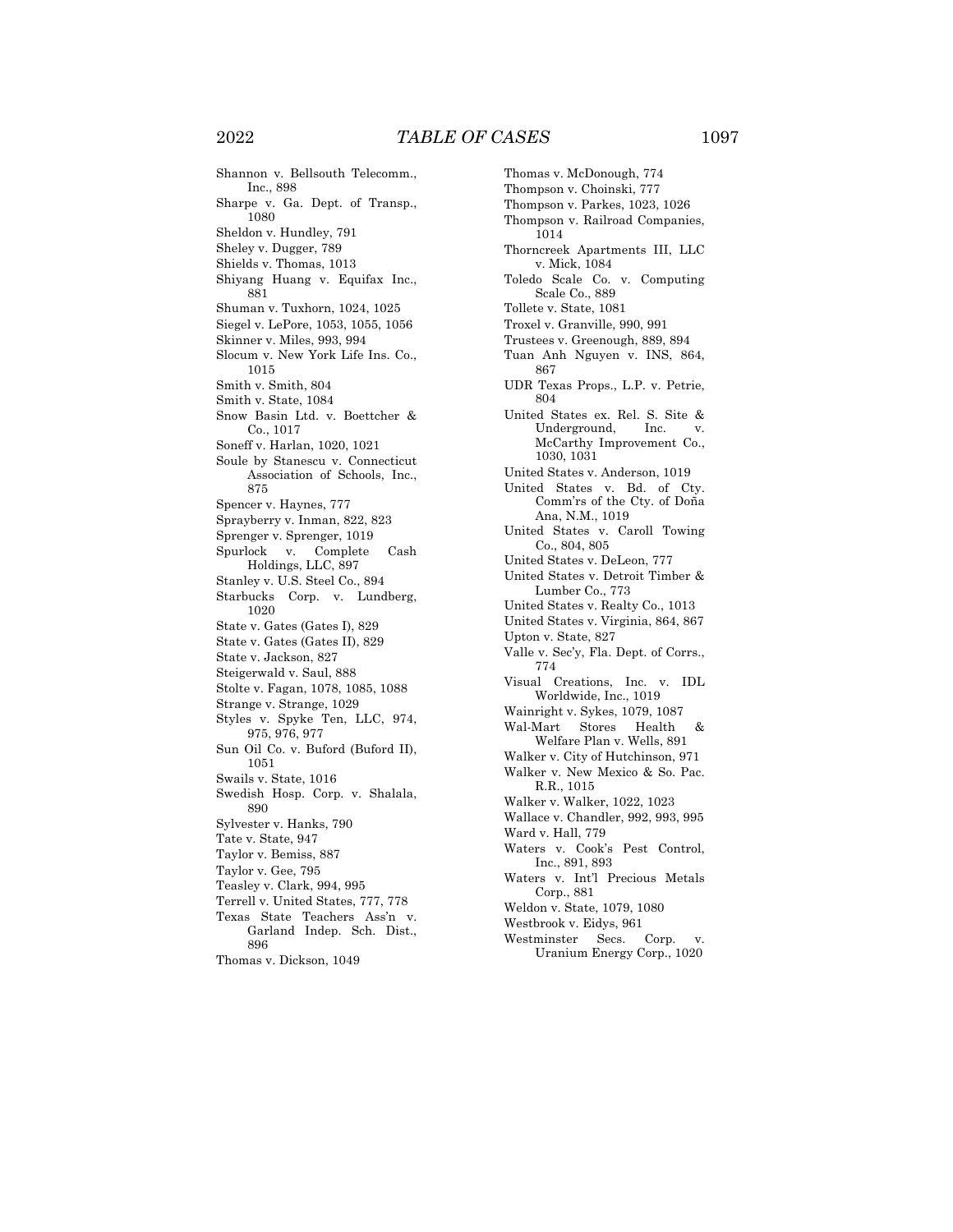Shannon v. Bellsouth Telecomm., Inc., 898
Sharpe v. Ga. Dept. of Transp., 1080
Sheldon v. Hundley, 791
Sheley v. Dugger, 789
Shields v. Thomas, 1013
Shiyang Huang v. Equifax Inc., 881
Shuman v. Tuxhorn, 1024, 1025
Siegel v. LePore, 1053, 1055, 1056
Skinner v. Miles, 993, 994
Slocum v. New York Life Ins. Co., 1015
Smith v. Smith, 804
Smith v. State, 1084
Snow Basin Ltd. v. Boettcher & Co., 1017
Soneff v. Harlan, 1020, 1021
Soule by Stanescu v. Connecticut Association of Schools, Inc., 875
Spencer v. Haynes, 777
Sprayberry v. Inman, 822, 823
Sprenger v. Sprenger, 1019
Spurlock v. Complete Cash Holdings, LLC, 897
Stanley v. U.S. Steel Co., 894
Starbucks Corp. v. Lundberg, 1020
State v. Gates (Gates I), 829
State v. Gates (Gates II), 829
State v. Jackson, 827
Steigerwald v. Saul, 888
Stolte v. Fagan, 1078, 1085, 1088
Strange v. Strange, 1029
Styles v. Spyke Ten, LLC, 974, 975, 976, 977
Sun Oil Co. v. Buford (Buford II), 1051
Swails v. State, 1016
Swedish Hosp. Corp. v. Shalala, 890
Sylvester v. Hanks, 790
Tate v. State, 947
Taylor v. Bemiss, 887
Taylor v. Gee, 795
Teasley v. Clark, 994, 995
Terrell v. United States, 777, 778
Texas State Teachers Ass'n v. Garland Indep. Sch. Dist., 896
Thomas v. Dickson, 1049
Thomas v. McDonough, 774
Thompson v. Choinski, 777
Thompson v. Parkes, 1023, 1026
Thompson v. Railroad Companies, 1014
Thorncreek Apartments III, LLC v. Mick, 1084
Toledo Scale Co. v. Computing Scale Co., 889
Tollete v. State, 1081
Troxel v. Granville, 990, 991
Trustees v. Greenough, 889, 894
Tuan Anh Nguyen v. INS, 864, 867
UDR Texas Props., L.P. v. Petrie, 804
United States ex. Rel. S. Site & Underground, Inc. v. McCarthy Improvement Co., 1030, 1031
United States v. Anderson, 1019
United States v. Bd. of Cty. Comm'rs of the Cty. of Doña Ana, N.M., 1019
United States v. Caroll Towing Co., 804, 805
United States v. DeLeon, 777
United States v. Detroit Timber & Lumber Co., 773
United States v. Realty Co., 1013
United States v. Virginia, 864, 867
Upton v. State, 827
Valle v. Sec'y, Fla. Dept. of Corrs., 774
Visual Creations, Inc. v. IDL Worldwide, Inc., 1019
Wainright v. Sykes, 1079, 1087
Wal-Mart Stores Health & Welfare Plan v. Wells, 891
Walker v. City of Hutchinson, 971
Walker v. New Mexico & So. Pac. R.R., 1015
Walker v. Walker, 1022, 1023
Wallace v. Chandler, 992, 993, 995
Ward v. Hall, 779
Waters v. Cook's Pest Control, Inc., 891, 893
Waters v. Int'l Precious Metals Corp., 881
Weldon v. State, 1079, 1080
Westbrook v. Eidys, 961
Westminster Secs. Corp. v. Uranium Energy Corp., 1020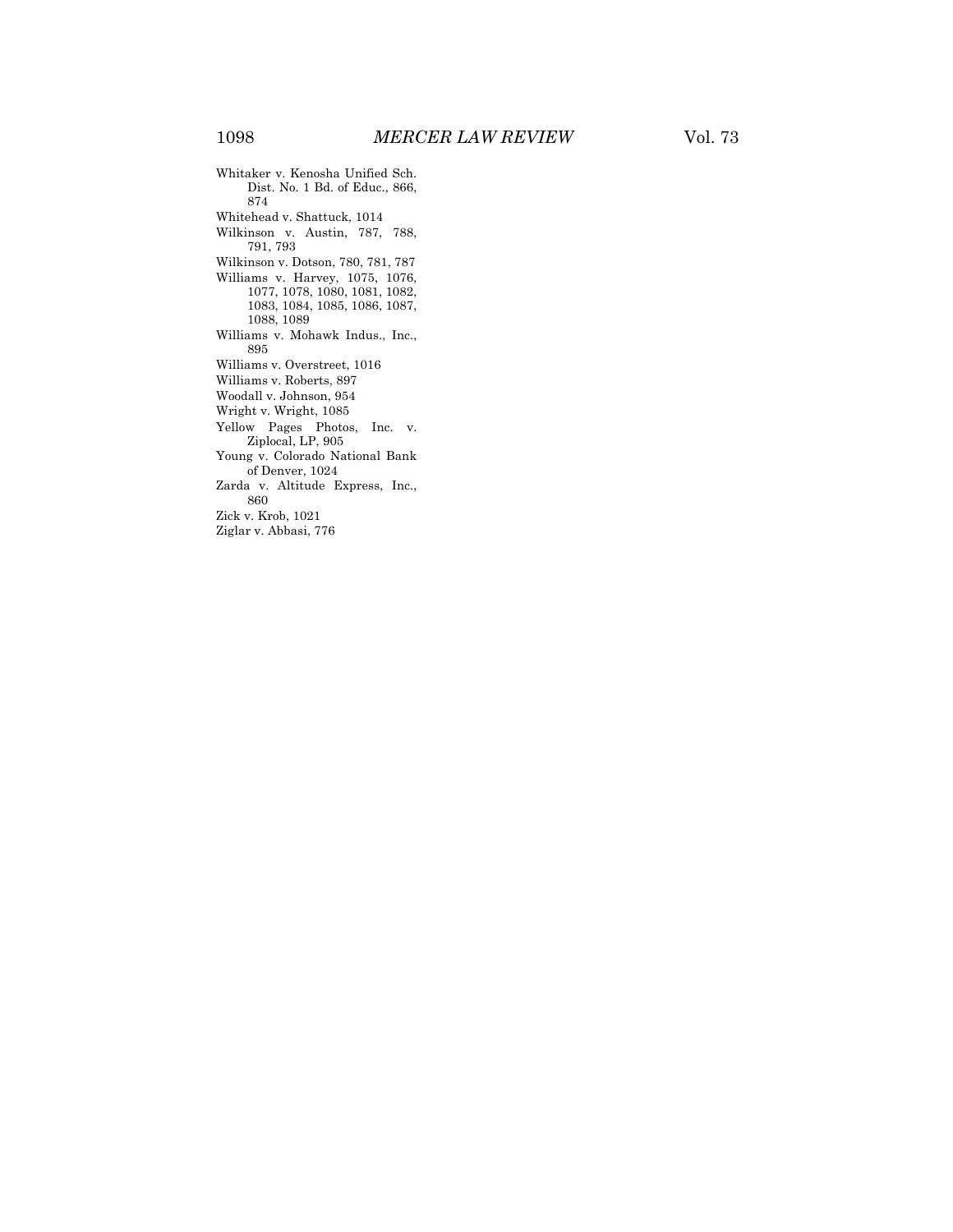Whitaker v. Kenosha Unified Sch. Dist. No. 1 Bd. of Educ., 866, 874
Whitehead v. Shattuck, 1014
Wilkinson v. Austin, 787, 788, 791, 793
Wilkinson v. Dotson, 780, 781, 787
Williams v. Harvey, 1075, 1076, 1077, 1078, 1080, 1081, 1082, 1083, 1084, 1085, 1086, 1087, 1088, 1089
Williams v. Mohawk Indus., Inc., 895
Williams v. Overstreet, 1016
Williams v. Roberts, 897
Woodall v. Johnson, 954
Wright v. Wright, 1085
Yellow Pages Photos, Inc. v. Ziplocal, LP, 905
Young v. Colorado National Bank of Denver, 1024
Zarda v. Altitude Express, Inc., 860
Zick v. Krob, 1021
Ziglar v. Abbasi, 776